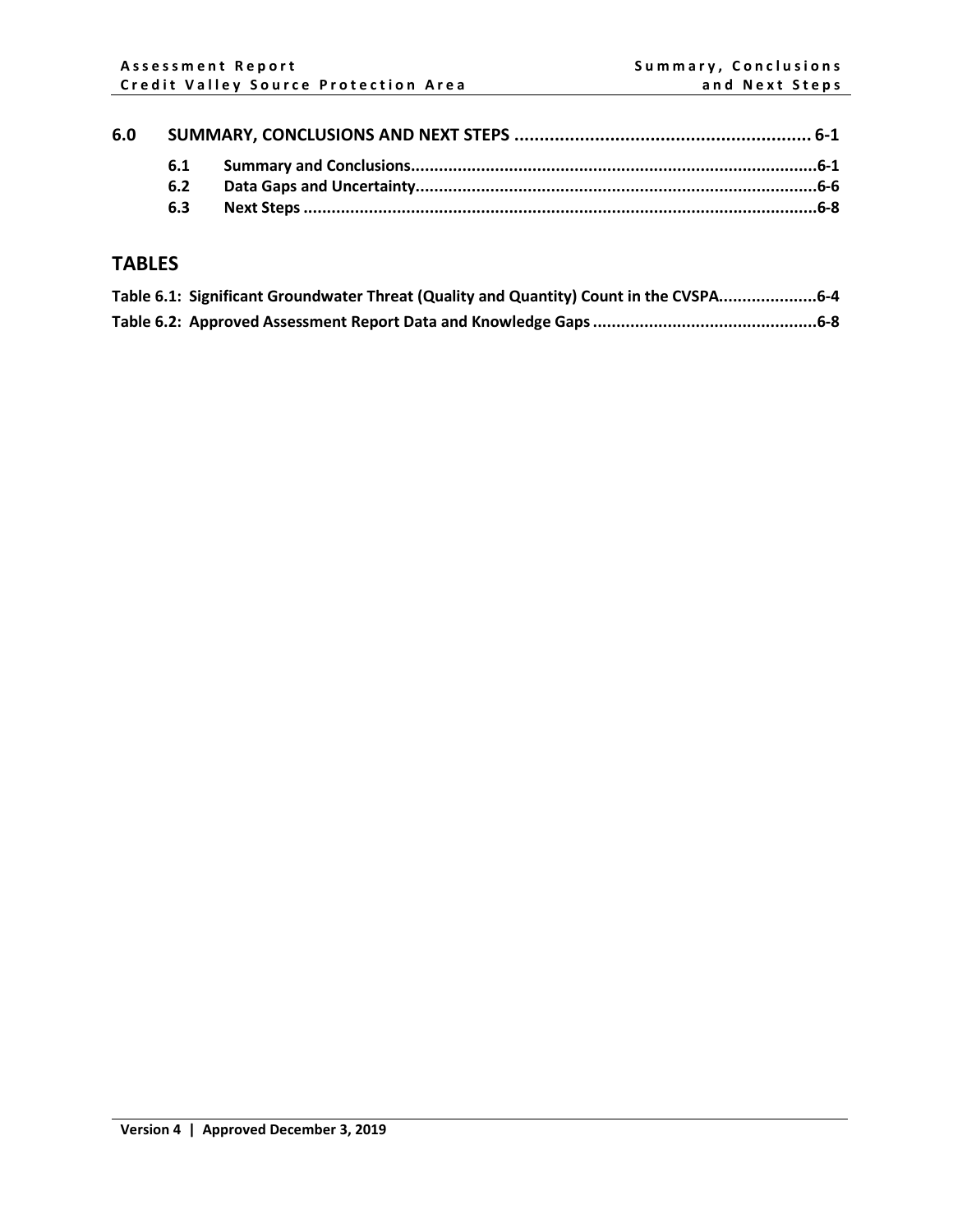| | | |
|---|---|---|
| **6.0** | **SUMMARY, CONCLUSIONS AND NEXT STEPS** | **6-1** |
| **6.1** | **Summary and Conclusions** | **6-1** |
| **6.2** | **Data Gaps and Uncertainty** | **6-6** |
| **6.3** | **Next Steps** | **6-8** |

## TABLES

**Table 6.1: Significant Groundwater Threat (Quality and Quantity) Count in the CVSPA .................... 6-4**

**Table 6.2: Approved Assessment Report Data and Knowledge Gaps ................................................ 6-8**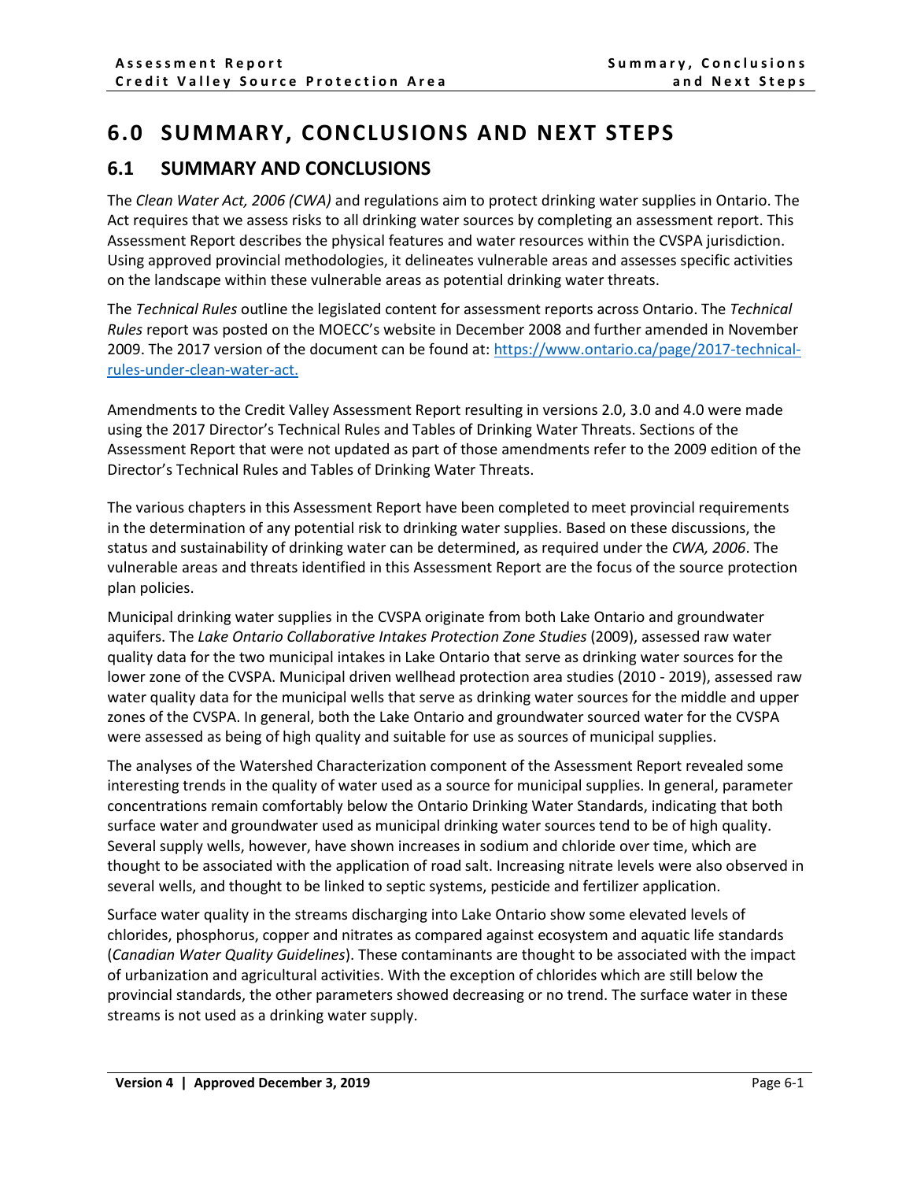# 6.0 SUMMARY, CONCLUSIONS AND NEXT STEPS

## 6.1 SUMMARY AND CONCLUSIONS

The *Clean Water Act, 2006 (CWA)* and regulations aim to protect drinking water supplies in Ontario. The Act requires that we assess risks to all drinking water sources by completing an assessment report. This Assessment Report describes the physical features and water resources within the CVSPA jurisdiction. Using approved provincial methodologies, it delineates vulnerable areas and assesses specific activities on the landscape within these vulnerable areas as potential drinking water threats.

The *Technical Rules* outline the legislated content for assessment reports across Ontario. The *Technical Rules* report was posted on the MOECC's website in December 2008 and further amended in November 2009. The 2017 version of the document can be found at: https://www.ontario.ca/page/2017-technical-rules-under-clean-water-act.

Amendments to the Credit Valley Assessment Report resulting in versions 2.0, 3.0 and 4.0 were made using the 2017 Director's Technical Rules and Tables of Drinking Water Threats. Sections of the Assessment Report that were not updated as part of those amendments refer to the 2009 edition of the Director's Technical Rules and Tables of Drinking Water Threats.

The various chapters in this Assessment Report have been completed to meet provincial requirements in the determination of any potential risk to drinking water supplies. Based on these discussions, the status and sustainability of drinking water can be determined, as required under the *CWA, 2006*. The vulnerable areas and threats identified in this Assessment Report are the focus of the source protection plan policies.

Municipal drinking water supplies in the CVSPA originate from both Lake Ontario and groundwater aquifers. The *Lake Ontario Collaborative Intakes Protection Zone Studies* (2009), assessed raw water quality data for the two municipal intakes in Lake Ontario that serve as drinking water sources for the lower zone of the CVSPA. Municipal driven wellhead protection area studies (2010 - 2019), assessed raw water quality data for the municipal wells that serve as drinking water sources for the middle and upper zones of the CVSPA. In general, both the Lake Ontario and groundwater sourced water for the CVSPA were assessed as being of high quality and suitable for use as sources of municipal supplies.

The analyses of the Watershed Characterization component of the Assessment Report revealed some interesting trends in the quality of water used as a source for municipal supplies. In general, parameter concentrations remain comfortably below the Ontario Drinking Water Standards, indicating that both surface water and groundwater used as municipal drinking water sources tend to be of high quality. Several supply wells, however, have shown increases in sodium and chloride over time, which are thought to be associated with the application of road salt. Increasing nitrate levels were also observed in several wells, and thought to be linked to septic systems, pesticide and fertilizer application.

Surface water quality in the streams discharging into Lake Ontario show some elevated levels of chlorides, phosphorus, copper and nitrates as compared against ecosystem and aquatic life standards (*Canadian Water Quality Guidelines*). These contaminants are thought to be associated with the impact of urbanization and agricultural activities. With the exception of chlorides which are still below the provincial standards, the other parameters showed decreasing or no trend. The surface water in these streams is not used as a drinking water supply.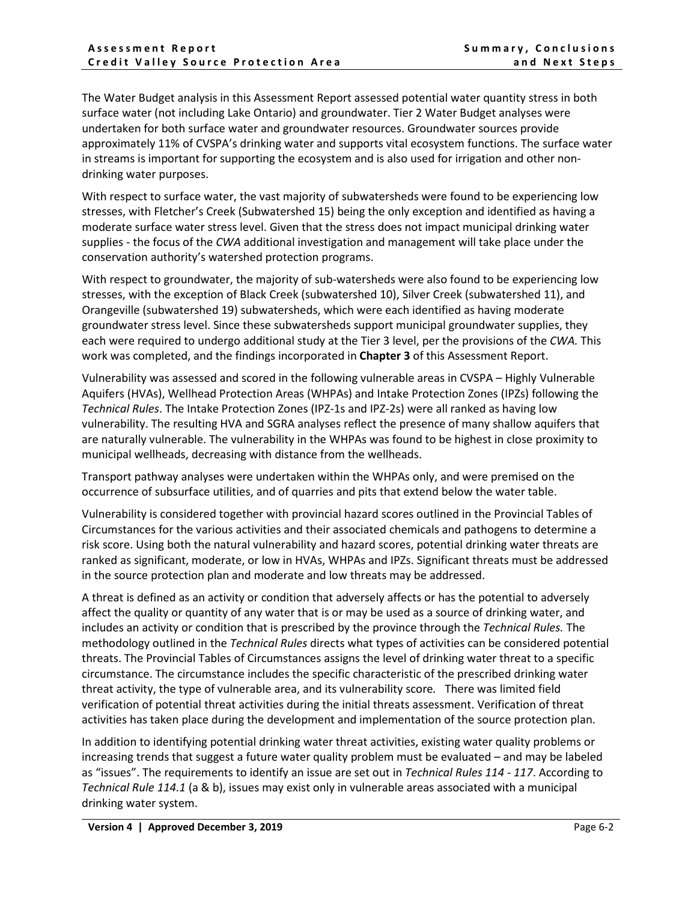The Water Budget analysis in this Assessment Report assessed potential water quantity stress in both surface water (not including Lake Ontario) and groundwater. Tier 2 Water Budget analyses were undertaken for both surface water and groundwater resources. Groundwater sources provide approximately 11% of CVSPA's drinking water and supports vital ecosystem functions. The surface water in streams is important for supporting the ecosystem and is also used for irrigation and other non-drinking water purposes.

With respect to surface water, the vast majority of subwatersheds were found to be experiencing low stresses, with Fletcher's Creek (Subwatershed 15) being the only exception and identified as having a moderate surface water stress level. Given that the stress does not impact municipal drinking water supplies - the focus of the *CWA* additional investigation and management will take place under the conservation authority's watershed protection programs.

With respect to groundwater, the majority of sub-watersheds were also found to be experiencing low stresses, with the exception of Black Creek (subwatershed 10), Silver Creek (subwatershed 11), and Orangeville (subwatershed 19) subwatersheds, which were each identified as having moderate groundwater stress level. Since these subwatersheds support municipal groundwater supplies, they each were required to undergo additional study at the Tier 3 level, per the provisions of the *CWA.* This work was completed, and the findings incorporated in **Chapter 3** of this Assessment Report.

Vulnerability was assessed and scored in the following vulnerable areas in CVSPA – Highly Vulnerable Aquifers (HVAs), Wellhead Protection Areas (WHPAs) and Intake Protection Zones (IPZs) following the *Technical Rules*. The Intake Protection Zones (IPZ-1s and IPZ-2s) were all ranked as having low vulnerability. The resulting HVA and SGRA analyses reflect the presence of many shallow aquifers that are naturally vulnerable. The vulnerability in the WHPAs was found to be highest in close proximity to municipal wellheads, decreasing with distance from the wellheads.

Transport pathway analyses were undertaken within the WHPAs only, and were premised on the occurrence of subsurface utilities, and of quarries and pits that extend below the water table.

Vulnerability is considered together with provincial hazard scores outlined in the Provincial Tables of Circumstances for the various activities and their associated chemicals and pathogens to determine a risk score. Using both the natural vulnerability and hazard scores, potential drinking water threats are ranked as significant, moderate, or low in HVAs, WHPAs and IPZs. Significant threats must be addressed in the source protection plan and moderate and low threats may be addressed.

A threat is defined as an activity or condition that adversely affects or has the potential to adversely affect the quality or quantity of any water that is or may be used as a source of drinking water, and includes an activity or condition that is prescribed by the province through the *Technical Rules.* The methodology outlined in the *Technical Rules* directs what types of activities can be considered potential threats. The Provincial Tables of Circumstances assigns the level of drinking water threat to a specific circumstance. The circumstance includes the specific characteristic of the prescribed drinking water threat activity, the type of vulnerable area, and its vulnerability score. There was limited field verification of potential threat activities during the initial threats assessment. Verification of threat activities has taken place during the development and implementation of the source protection plan.

In addition to identifying potential drinking water threat activities, existing water quality problems or increasing trends that suggest a future water quality problem must be evaluated – and may be labeled as "issues". The requirements to identify an issue are set out in *Technical Rules 114 - 117*. According to *Technical Rule 114.1* (a & b), issues may exist only in vulnerable areas associated with a municipal drinking water system.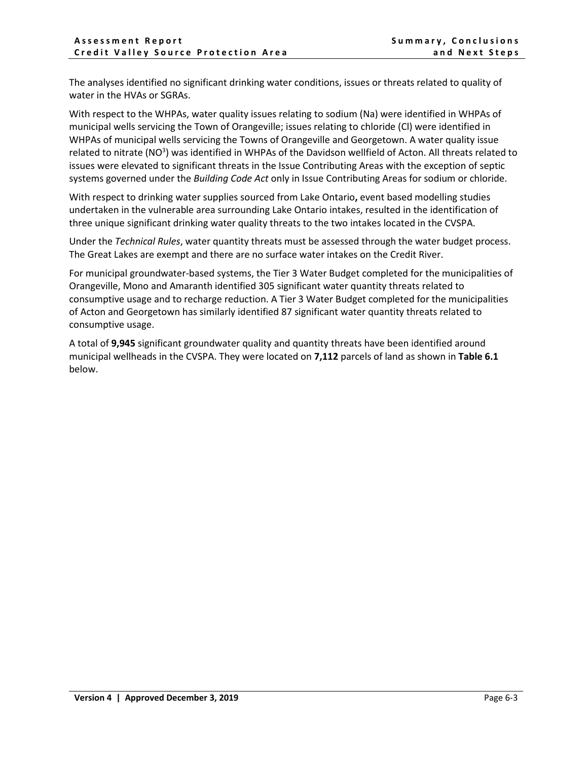The analyses identified no significant drinking water conditions, issues or threats related to quality of water in the HVAs or SGRAs.

With respect to the WHPAs, water quality issues relating to sodium (Na) were identified in WHPAs of municipal wells servicing the Town of Orangeville; issues relating to chloride (Cl) were identified in WHPAs of municipal wells servicing the Towns of Orangeville and Georgetown. A water quality issue related to nitrate ($NO^3$) was identified in WHPAs of the Davidson wellfield of Acton. All threats related to issues were elevated to significant threats in the Issue Contributing Areas with the exception of septic systems governed under the *Building Code Act* only in Issue Contributing Areas for sodium or chloride.

With respect to drinking water supplies sourced from Lake Ontario**,** event based modelling studies undertaken in the vulnerable area surrounding Lake Ontario intakes, resulted in the identification of three unique significant drinking water quality threats to the two intakes located in the CVSPA.

Under the *Technical Rules*, water quantity threats must be assessed through the water budget process. The Great Lakes are exempt and there are no surface water intakes on the Credit River.

For municipal groundwater-based systems, the Tier 3 Water Budget completed for the municipalities of Orangeville, Mono and Amaranth identified 305 significant water quantity threats related to consumptive usage and to recharge reduction. A Tier 3 Water Budget completed for the municipalities of Acton and Georgetown has similarly identified 87 significant water quantity threats related to consumptive usage.

A total of **9,945** significant groundwater quality and quantity threats have been identified around municipal wellheads in the CVSPA. They were located on **7,112** parcels of land as shown in **Table 6.1** below.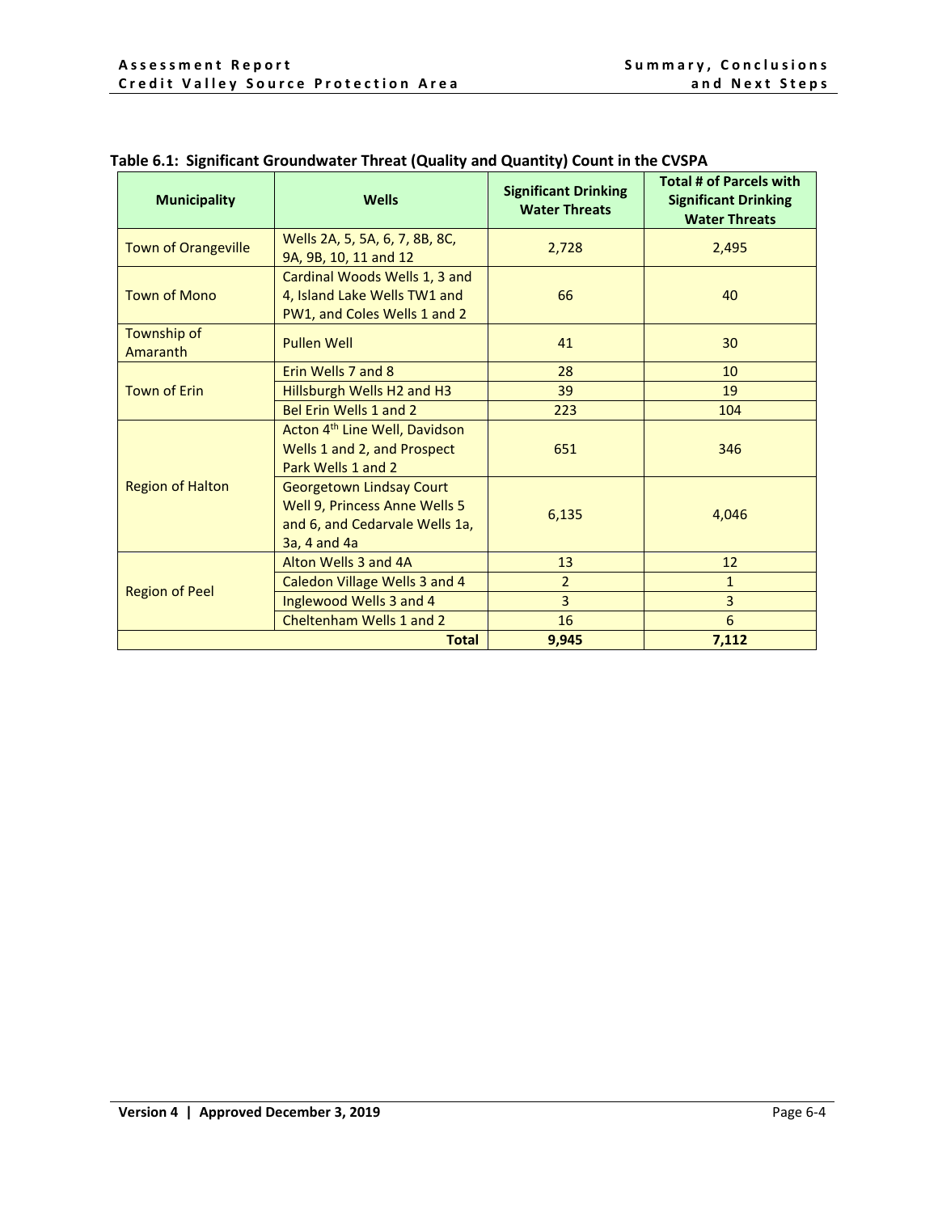**Table 6.1: Significant Groundwater Threat (Quality and Quantity) Count in the CVSPA**

| Municipality | Wells | Significant Drinking Water Threats | Total # of Parcels with Significant Drinking Water Threats |
|---|---|---|---|
| Town of Orangeville | Wells 2A, 5, 5A, 6, 7, 8B, 8C, 9A, 9B, 10, 11 and 12 | 2,728 | 2,495 |
| Town of Mono | Cardinal Woods Wells 1, 3 and 4, Island Lake Wells TW1 and PW1, and Coles Wells 1 and 2 | 66 | 40 |
| Township of Amaranth | Pullen Well | 41 | 30 |
| Town of Erin | Erin Wells 7 and 8 | 28 | 10 |
| | Hillsburgh Wells H2 and H3 | 39 | 19 |
| | Bel Erin Wells 1 and 2 | 223 | 104 |
| Region of Halton | Acton 4th Line Well, Davidson Wells 1 and 2, and Prospect Park Wells 1 and 2 | 651 | 346 |
| | Georgetown Lindsay Court Well 9, Princess Anne Wells 5 and 6, and Cedarvale Wells 1a, 3a, 4 and 4a | 6,135 | 4,046 |
| Region of Peel | Alton Wells 3 and 4A | 13 | 12 |
| | Caledon Village Wells 3 and 4 | 2 | 1 |
| | Inglewood Wells 3 and 4 | 3 | 3 |
| | Cheltenham Wells 1 and 2 | 16 | 6 |
| | **Total** | **9,945** | **7,112** |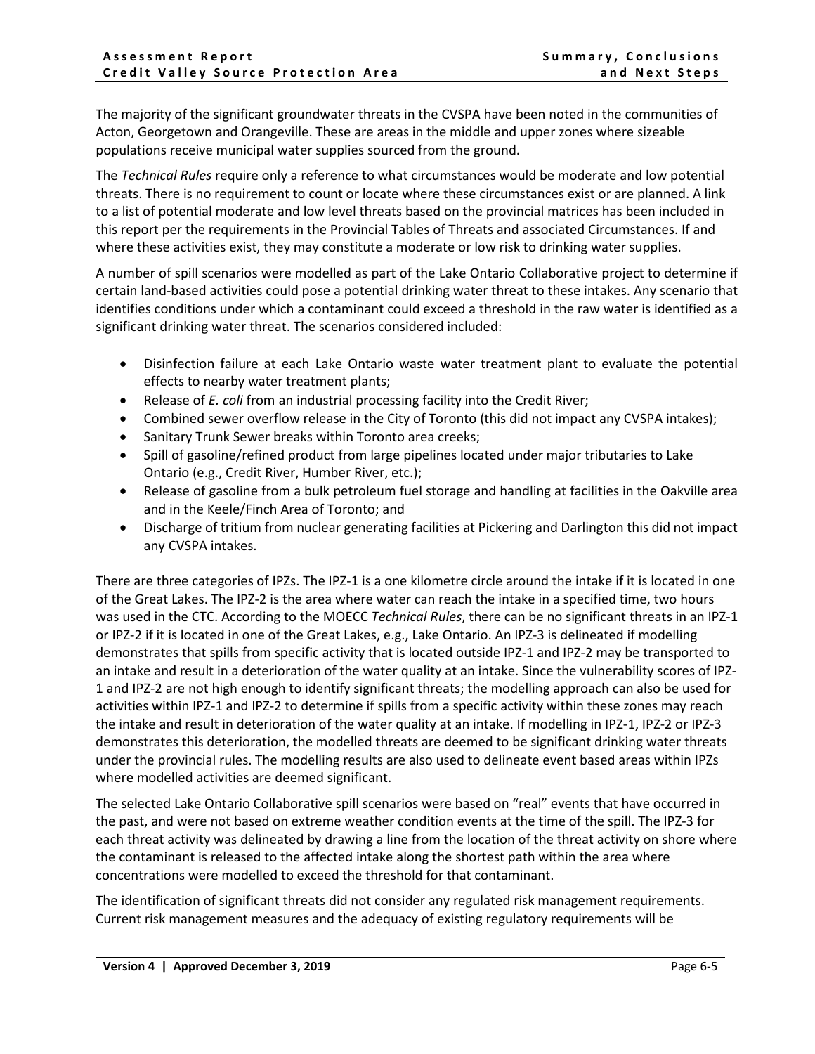The majority of the significant groundwater threats in the CVSPA have been noted in the communities of Acton, Georgetown and Orangeville. These are areas in the middle and upper zones where sizeable populations receive municipal water supplies sourced from the ground.

The *Technical Rules* require only a reference to what circumstances would be moderate and low potential threats. There is no requirement to count or locate where these circumstances exist or are planned. A link to a list of potential moderate and low level threats based on the provincial matrices has been included in this report per the requirements in the Provincial Tables of Threats and associated Circumstances. If and where these activities exist, they may constitute a moderate or low risk to drinking water supplies.

A number of spill scenarios were modelled as part of the Lake Ontario Collaborative project to determine if certain land-based activities could pose a potential drinking water threat to these intakes. Any scenario that identifies conditions under which a contaminant could exceed a threshold in the raw water is identified as a significant drinking water threat. The scenarios considered included:

- Disinfection failure at each Lake Ontario waste water treatment plant to evaluate the potential effects to nearby water treatment plants;
- Release of *E. coli* from an industrial processing facility into the Credit River;
- Combined sewer overflow release in the City of Toronto (this did not impact any CVSPA intakes);
- Sanitary Trunk Sewer breaks within Toronto area creeks;
- Spill of gasoline/refined product from large pipelines located under major tributaries to Lake Ontario (e.g., Credit River, Humber River, etc.);
- Release of gasoline from a bulk petroleum fuel storage and handling at facilities in the Oakville area and in the Keele/Finch Area of Toronto; and
- Discharge of tritium from nuclear generating facilities at Pickering and Darlington this did not impact any CVSPA intakes.

There are three categories of IPZs. The IPZ-1 is a one kilometre circle around the intake if it is located in one of the Great Lakes. The IPZ-2 is the area where water can reach the intake in a specified time, two hours was used in the CTC. According to the MOECC *Technical Rules*, there can be no significant threats in an IPZ-1 or IPZ-2 if it is located in one of the Great Lakes, e.g., Lake Ontario. An IPZ-3 is delineated if modelling demonstrates that spills from specific activity that is located outside IPZ-1 and IPZ-2 may be transported to an intake and result in a deterioration of the water quality at an intake. Since the vulnerability scores of IPZ-1 and IPZ-2 are not high enough to identify significant threats; the modelling approach can also be used for activities within IPZ-1 and IPZ-2 to determine if spills from a specific activity within these zones may reach the intake and result in deterioration of the water quality at an intake. If modelling in IPZ-1, IPZ-2 or IPZ-3 demonstrates this deterioration, the modelled threats are deemed to be significant drinking water threats under the provincial rules. The modelling results are also used to delineate event based areas within IPZs where modelled activities are deemed significant.

The selected Lake Ontario Collaborative spill scenarios were based on "real" events that have occurred in the past, and were not based on extreme weather condition events at the time of the spill. The IPZ-3 for each threat activity was delineated by drawing a line from the location of the threat activity on shore where the contaminant is released to the affected intake along the shortest path within the area where concentrations were modelled to exceed the threshold for that contaminant.

The identification of significant threats did not consider any regulated risk management requirements. Current risk management measures and the adequacy of existing regulatory requirements will be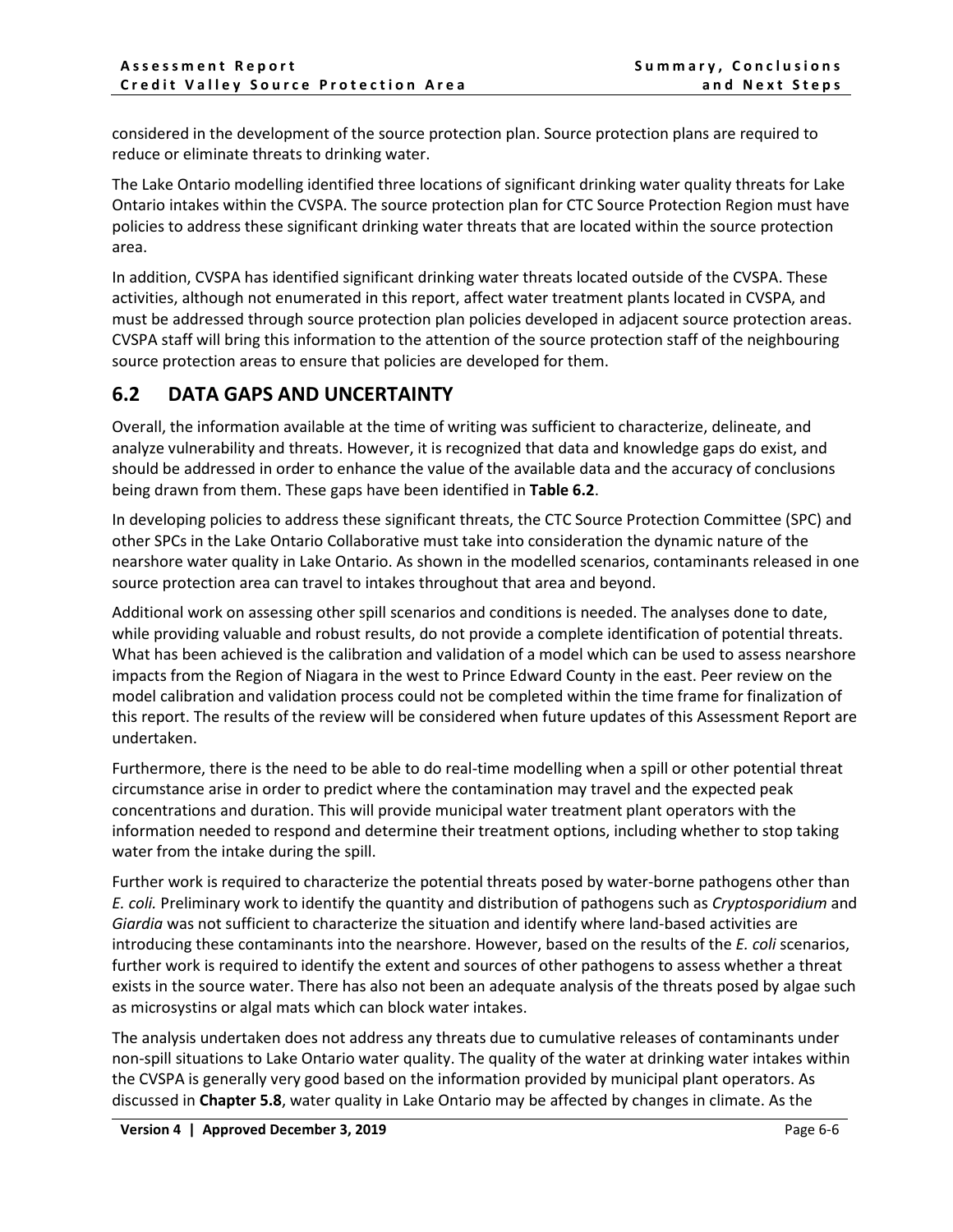considered in the development of the source protection plan. Source protection plans are required to reduce or eliminate threats to drinking water.

The Lake Ontario modelling identified three locations of significant drinking water quality threats for Lake Ontario intakes within the CVSPA. The source protection plan for CTC Source Protection Region must have policies to address these significant drinking water threats that are located within the source protection area.

In addition, CVSPA has identified significant drinking water threats located outside of the CVSPA. These activities, although not enumerated in this report, affect water treatment plants located in CVSPA, and must be addressed through source protection plan policies developed in adjacent source protection areas. CVSPA staff will bring this information to the attention of the source protection staff of the neighbouring source protection areas to ensure that policies are developed for them.

## 6.2 DATA GAPS AND UNCERTAINTY

Overall, the information available at the time of writing was sufficient to characterize, delineate, and analyze vulnerability and threats. However, it is recognized that data and knowledge gaps do exist, and should be addressed in order to enhance the value of the available data and the accuracy of conclusions being drawn from them. These gaps have been identified in **Table 6.2**.

In developing policies to address these significant threats, the CTC Source Protection Committee (SPC) and other SPCs in the Lake Ontario Collaborative must take into consideration the dynamic nature of the nearshore water quality in Lake Ontario. As shown in the modelled scenarios, contaminants released in one source protection area can travel to intakes throughout that area and beyond.

Additional work on assessing other spill scenarios and conditions is needed. The analyses done to date, while providing valuable and robust results, do not provide a complete identification of potential threats. What has been achieved is the calibration and validation of a model which can be used to assess nearshore impacts from the Region of Niagara in the west to Prince Edward County in the east. Peer review on the model calibration and validation process could not be completed within the time frame for finalization of this report. The results of the review will be considered when future updates of this Assessment Report are undertaken.

Furthermore, there is the need to be able to do real-time modelling when a spill or other potential threat circumstance arise in order to predict where the contamination may travel and the expected peak concentrations and duration. This will provide municipal water treatment plant operators with the information needed to respond and determine their treatment options, including whether to stop taking water from the intake during the spill.

Further work is required to characterize the potential threats posed by water-borne pathogens other than *E. coli.* Preliminary work to identify the quantity and distribution of pathogens such as *Cryptosporidium* and *Giardia* was not sufficient to characterize the situation and identify where land-based activities are introducing these contaminants into the nearshore. However, based on the results of the *E. coli* scenarios, further work is required to identify the extent and sources of other pathogens to assess whether a threat exists in the source water. There has also not been an adequate analysis of the threats posed by algae such as microsystins or algal mats which can block water intakes.

The analysis undertaken does not address any threats due to cumulative releases of contaminants under non-spill situations to Lake Ontario water quality. The quality of the water at drinking water intakes within the CVSPA is generally very good based on the information provided by municipal plant operators. As discussed in **Chapter 5.8**, water quality in Lake Ontario may be affected by changes in climate. As the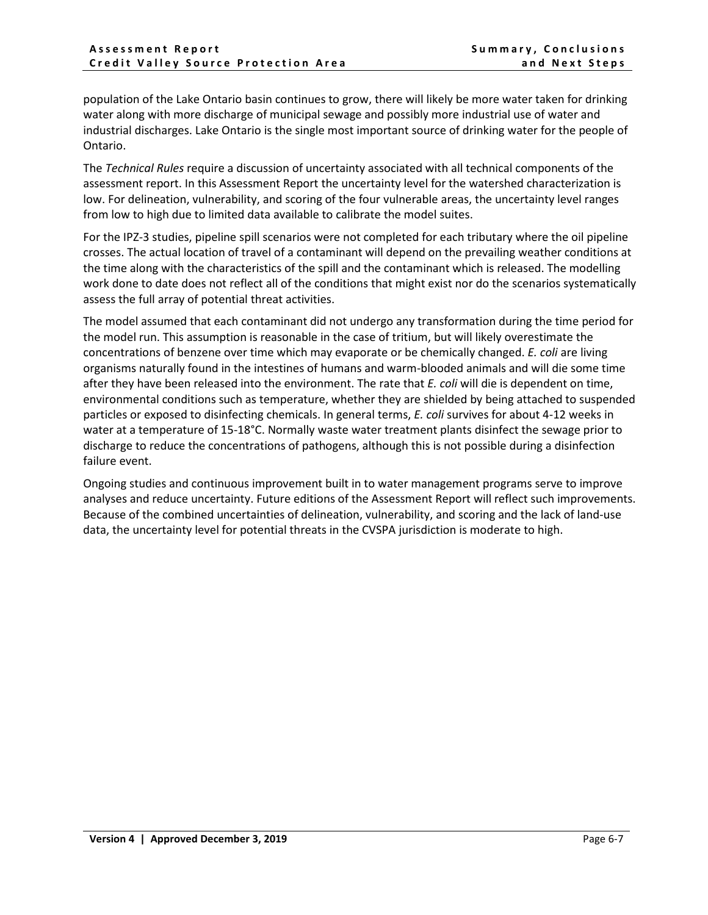population of the Lake Ontario basin continues to grow, there will likely be more water taken for drinking water along with more discharge of municipal sewage and possibly more industrial use of water and industrial discharges. Lake Ontario is the single most important source of drinking water for the people of Ontario.

The *Technical Rules* require a discussion of uncertainty associated with all technical components of the assessment report. In this Assessment Report the uncertainty level for the watershed characterization is low. For delineation, vulnerability, and scoring of the four vulnerable areas, the uncertainty level ranges from low to high due to limited data available to calibrate the model suites.

For the IPZ-3 studies, pipeline spill scenarios were not completed for each tributary where the oil pipeline crosses. The actual location of travel of a contaminant will depend on the prevailing weather conditions at the time along with the characteristics of the spill and the contaminant which is released. The modelling work done to date does not reflect all of the conditions that might exist nor do the scenarios systematically assess the full array of potential threat activities.

The model assumed that each contaminant did not undergo any transformation during the time period for the model run. This assumption is reasonable in the case of tritium, but will likely overestimate the concentrations of benzene over time which may evaporate or be chemically changed. *E. coli* are living organisms naturally found in the intestines of humans and warm-blooded animals and will die some time after they have been released into the environment. The rate that *E. coli* will die is dependent on time, environmental conditions such as temperature, whether they are shielded by being attached to suspended particles or exposed to disinfecting chemicals. In general terms, *E. coli* survives for about 4-12 weeks in water at a temperature of 15-18°C. Normally waste water treatment plants disinfect the sewage prior to discharge to reduce the concentrations of pathogens, although this is not possible during a disinfection failure event.

Ongoing studies and continuous improvement built in to water management programs serve to improve analyses and reduce uncertainty. Future editions of the Assessment Report will reflect such improvements. Because of the combined uncertainties of delineation, vulnerability, and scoring and the lack of land-use data, the uncertainty level for potential threats in the CVSPA jurisdiction is moderate to high.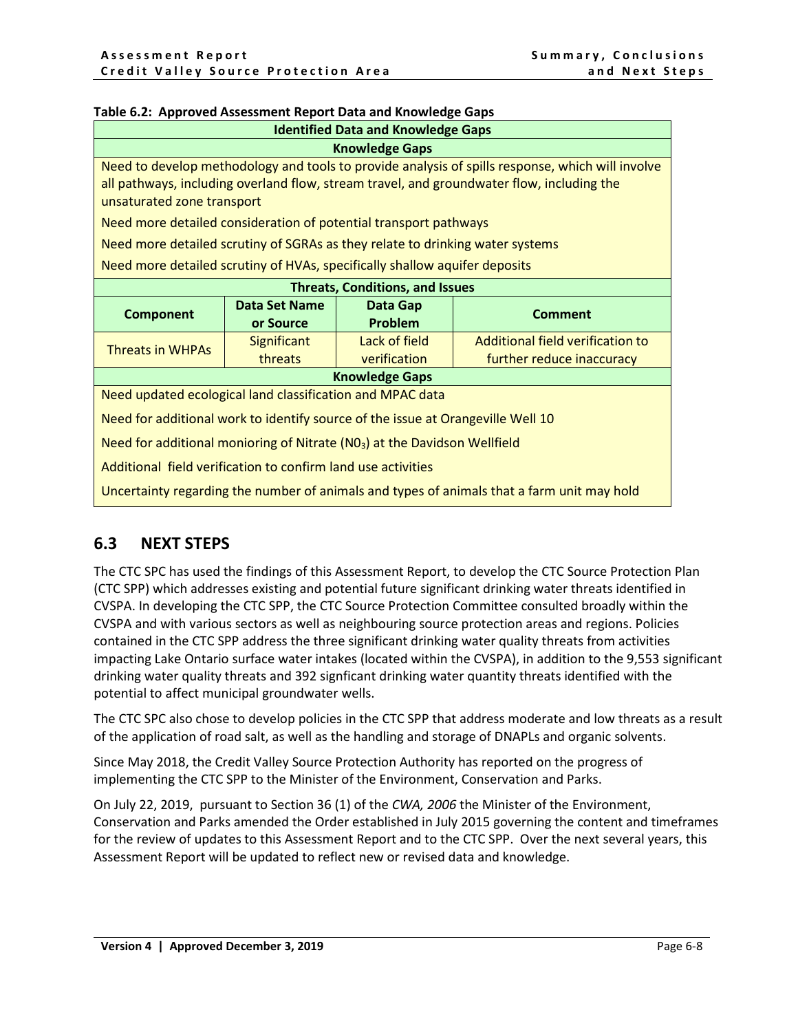**Table 6.2: Approved Assessment Report Data and Knowledge Gaps**

| Identified Data and Knowledge Gaps | | | |
|---|---|---|---|
| **Knowledge Gaps** | | | |
| Need to develop methodology and tools to provide analysis of spills response, which will involve all pathways, including overland flow, stream travel, and groundwater flow, including the unsaturated zone transport | | | |
| Need more detailed consideration of potential transport pathways | | | |
| Need more detailed scrutiny of SGRAs as they relate to drinking water systems | | | |
| Need more detailed scrutiny of HVAs, specifically shallow aquifer deposits | | | |
| **Threats, Conditions, and Issues** | | | |
| **Component** | **Data Set Name or Source** | **Data Gap Problem** | **Comment** |
| Threats in WHPAs | Significant threats | Lack of field verification | Additional field verification to further reduce inaccuracy |
| **Knowledge Gaps** | | | |
| Need updated ecological land classification and MPAC data | | | |
| Need for additional work to identify source of the issue at Orangeville Well 10 | | | |
| Need for additional monioring of Nitrate ($N0_3$) at the Davidson Wellfield | | | |
| Additional field verification to confirm land use activities | | | |
| Uncertainty regarding the number of animals and types of animals that a farm unit may hold | | | |

## 6.3 NEXT STEPS

The CTC SPC has used the findings of this Assessment Report, to develop the CTC Source Protection Plan (CTC SPP) which addresses existing and potential future significant drinking water threats identified in CVSPA. In developing the CTC SPP, the CTC Source Protection Committee consulted broadly within the CVSPA and with various sectors as well as neighbouring source protection areas and regions. Policies contained in the CTC SPP address the three significant drinking water quality threats from activities impacting Lake Ontario surface water intakes (located within the CVSPA), in addition to the 9,553 significant drinking water quality threats and 392 signficant drinking water quantity threats identified with the potential to affect municipal groundwater wells.

The CTC SPC also chose to develop policies in the CTC SPP that address moderate and low threats as a result of the application of road salt, as well as the handling and storage of DNAPLs and organic solvents.

Since May 2018, the Credit Valley Source Protection Authority has reported on the progress of implementing the CTC SPP to the Minister of the Environment, Conservation and Parks.

On July 22, 2019, pursuant to Section 36 (1) of the *CWA, 2006* the Minister of the Environment, Conservation and Parks amended the Order established in July 2015 governing the content and timeframes for the review of updates to this Assessment Report and to the CTC SPP. Over the next several years, this Assessment Report will be updated to reflect new or revised data and knowledge.